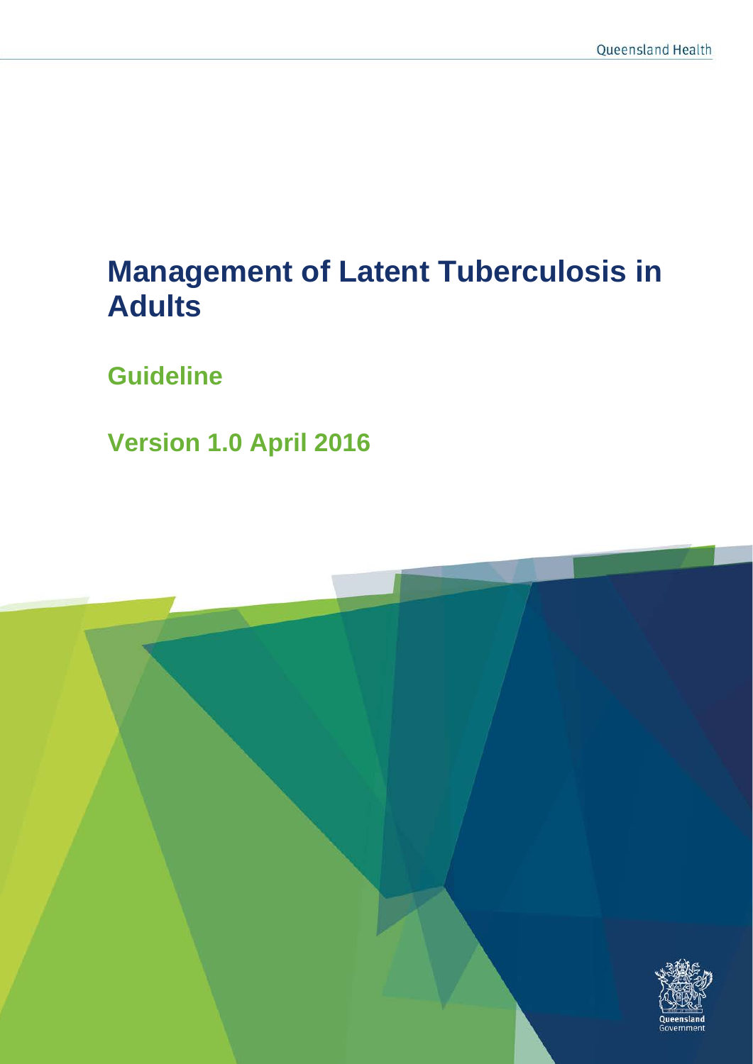Queensland Health

# Management of Latent Tuberculosis in Adults

## Guideline

## Version 1.0 April 2016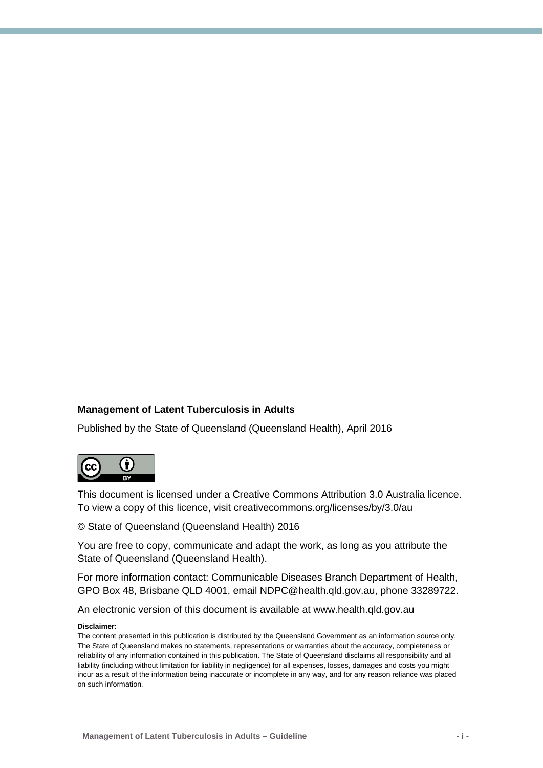**Management of Latent Tuberculosis in Adults**

Published by the State of Queensland (Queensland Health), April 2016

This document is licensed under a Creative Commons Attribution 3.0 Australia licence. To view a copy of this licence, visit creativecommons.org/licenses/by/3.0/au

© State of Queensland (Queensland Health) 2016

You are free to copy, communicate and adapt the work, as long as you attribute the State of Queensland (Queensland Health).

For more information contact: Communicable Diseases Branch Department of Health, GPO Box 48, Brisbane QLD 4001, email NDPC@health.qld.gov.au, phone 33289722.

An electronic version of this document is available at www.health.qld.gov.au

**Disclaimer:**

The content presented in this publication is distributed by the Queensland Government as an information source only. The State of Queensland makes no statements, representations or warranties about the accuracy, completeness or reliability of any information contained in this publication. The State of Queensland disclaims all responsibility and all liability (including without limitation for liability in negligence) for all expenses, losses, damages and costs you might incur as a result of the information being inaccurate or incomplete in any way, and for any reason reliance was placed on such information.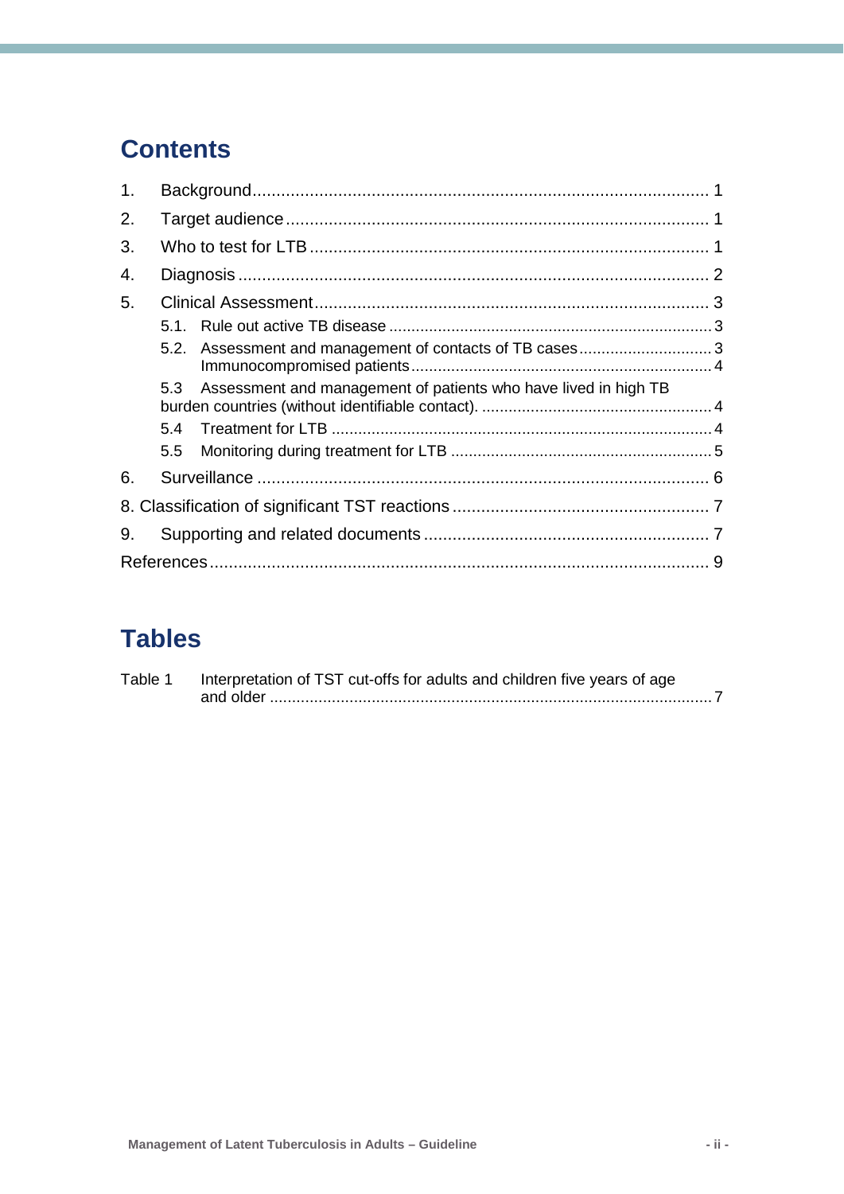# Contents

1. Background ........ 1
2. Target audience ........ 1
3. Who to test for LTB ........ 1
4. Diagnosis ........ 2
5. Clinical Assessment ........ 3
   - 5.1. Rule out active TB disease ........ 3
   - 5.2. Assessment and management of contacts of TB cases ........ 3
     Immunocompromised patients ........ 4
   - 5.3 Assessment and management of patients who have lived in high TB burden countries (without identifiable contact). ........ 4
   - 5.4 Treatment for LTB ........ 4
   - 5.5 Monitoring during treatment for LTB ........ 5
6. Surveillance ........ 6

8. Classification of significant TST reactions ........ 7

9. Supporting and related documents ........ 7

References ........ 9

# Tables

Table 1 Interpretation of TST cut-offs for adults and children five years of age and older ........ 7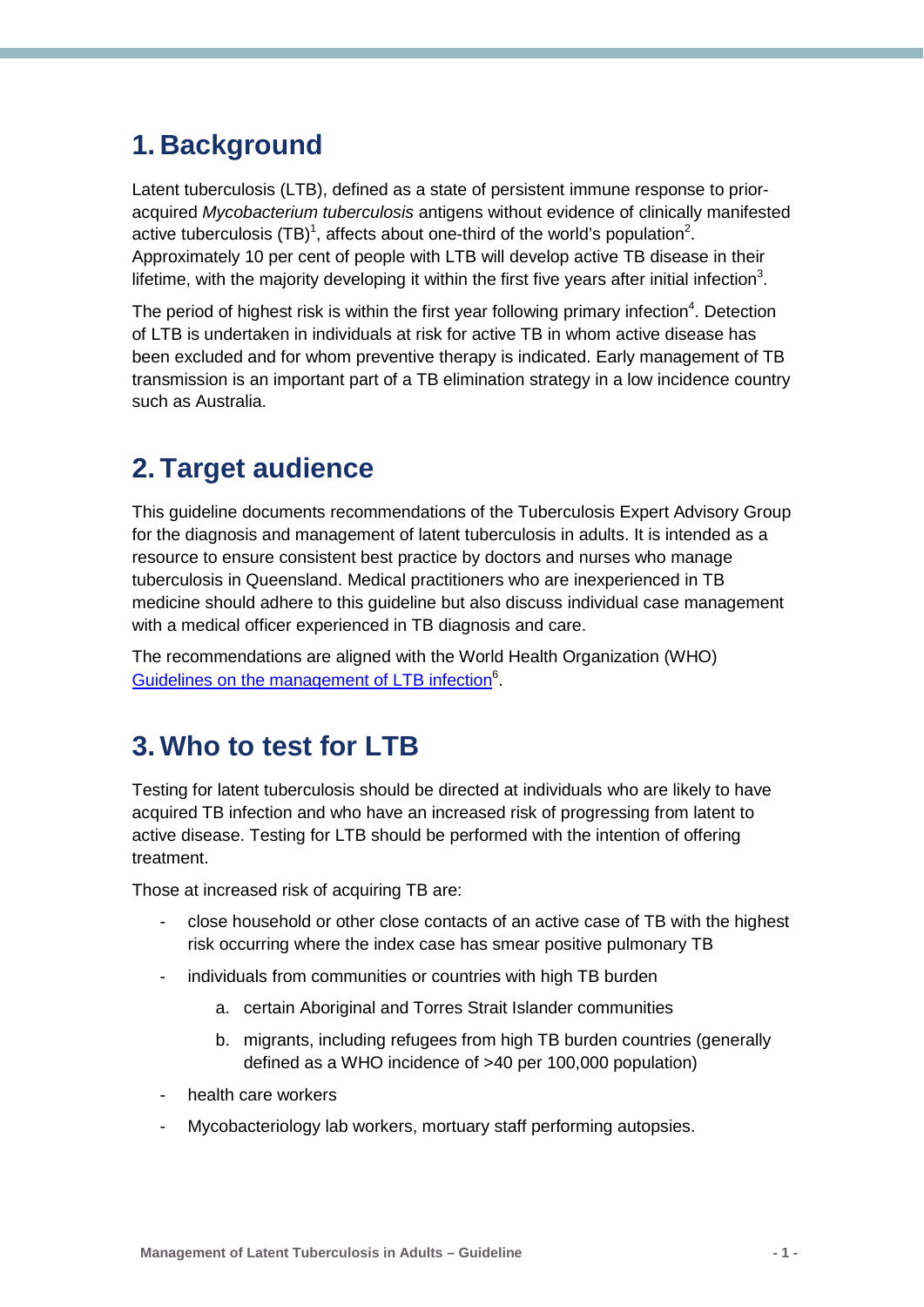# 1. Background

Latent tuberculosis (LTB), defined as a state of persistent immune response to prior-acquired *Mycobacterium tuberculosis* antigens without evidence of clinically manifested active tuberculosis (TB)[1], affects about one-third of the world's population[2]. Approximately 10 per cent of people with LTB will develop active TB disease in their lifetime, with the majority developing it within the first five years after initial infection[3].

The period of highest risk is within the first year following primary infection[4]. Detection of LTB is undertaken in individuals at risk for active TB in whom active disease has been excluded and for whom preventive therapy is indicated. Early management of TB transmission is an important part of a TB elimination strategy in a low incidence country such as Australia.

# 2. Target audience

This guideline documents recommendations of the Tuberculosis Expert Advisory Group for the diagnosis and management of latent tuberculosis in adults. It is intended as a resource to ensure consistent best practice by doctors and nurses who manage tuberculosis in Queensland. Medical practitioners who are inexperienced in TB medicine should adhere to this guideline but also discuss individual case management with a medical officer experienced in TB diagnosis and care.

The recommendations are aligned with the World Health Organization (WHO) Guidelines on the management of LTB infection[6].

# 3. Who to test for LTB

Testing for latent tuberculosis should be directed at individuals who are likely to have acquired TB infection and who have an increased risk of progressing from latent to active disease. Testing for LTB should be performed with the intention of offering treatment.

Those at increased risk of acquiring TB are:

- close household or other close contacts of an active case of TB with the highest risk occurring where the index case has smear positive pulmonary TB
- individuals from communities or countries with high TB burden
  a. certain Aboriginal and Torres Strait Islander communities
  b. migrants, including refugees from high TB burden countries (generally defined as a WHO incidence of >40 per 100,000 population)
- health care workers
- Mycobacteriology lab workers, mortuary staff performing autopsies.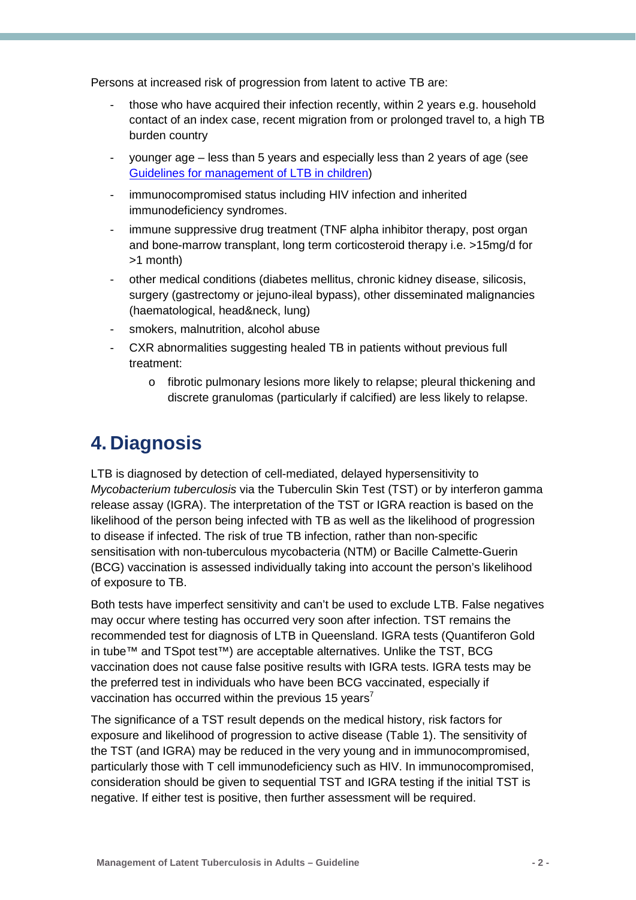Persons at increased risk of progression from latent to active TB are:

- those who have acquired their infection recently, within 2 years e.g. household contact of an index case, recent migration from or prolonged travel to, a high TB burden country
- younger age – less than 5 years and especially less than 2 years of age (see Guidelines for management of LTB in children)
- immunocompromised status including HIV infection and inherited immunodeficiency syndromes.
- immune suppressive drug treatment (TNF alpha inhibitor therapy, post organ and bone-marrow transplant, long term corticosteroid therapy i.e. >15mg/d for >1 month)
- other medical conditions (diabetes mellitus, chronic kidney disease, silicosis, surgery (gastrectomy or jejuno-ileal bypass), other disseminated malignancies (haematological, head&neck, lung)
- smokers, malnutrition, alcohol abuse
- CXR abnormalities suggesting healed TB in patients without previous full treatment:
    - fibrotic pulmonary lesions more likely to relapse; pleural thickening and discrete granulomas (particularly if calcified) are less likely to relapse.

# 4. Diagnosis

LTB is diagnosed by detection of cell-mediated, delayed hypersensitivity to *Mycobacterium tuberculosis* via the Tuberculin Skin Test (TST) or by interferon gamma release assay (IGRA). The interpretation of the TST or IGRA reaction is based on the likelihood of the person being infected with TB as well as the likelihood of progression to disease if infected. The risk of true TB infection, rather than non-specific sensitisation with non-tuberculous mycobacteria (NTM) or Bacille Calmette-Guerin (BCG) vaccination is assessed individually taking into account the person's likelihood of exposure to TB.

Both tests have imperfect sensitivity and can't be used to exclude LTB. False negatives may occur where testing has occurred very soon after infection. TST remains the recommended test for diagnosis of LTB in Queensland. IGRA tests (Quantiferon Gold in tube™ and TSpot test™) are acceptable alternatives. Unlike the TST, BCG vaccination does not cause false positive results with IGRA tests. IGRA tests may be the preferred test in individuals who have been BCG vaccinated, especially if vaccination has occurred within the previous 15 years[7]

The significance of a TST result depends on the medical history, risk factors for exposure and likelihood of progression to active disease (Table 1). The sensitivity of the TST (and IGRA) may be reduced in the very young and in immunocompromised, particularly those with T cell immunodeficiency such as HIV. In immunocompromised, consideration should be given to sequential TST and IGRA testing if the initial TST is negative. If either test is positive, then further assessment will be required.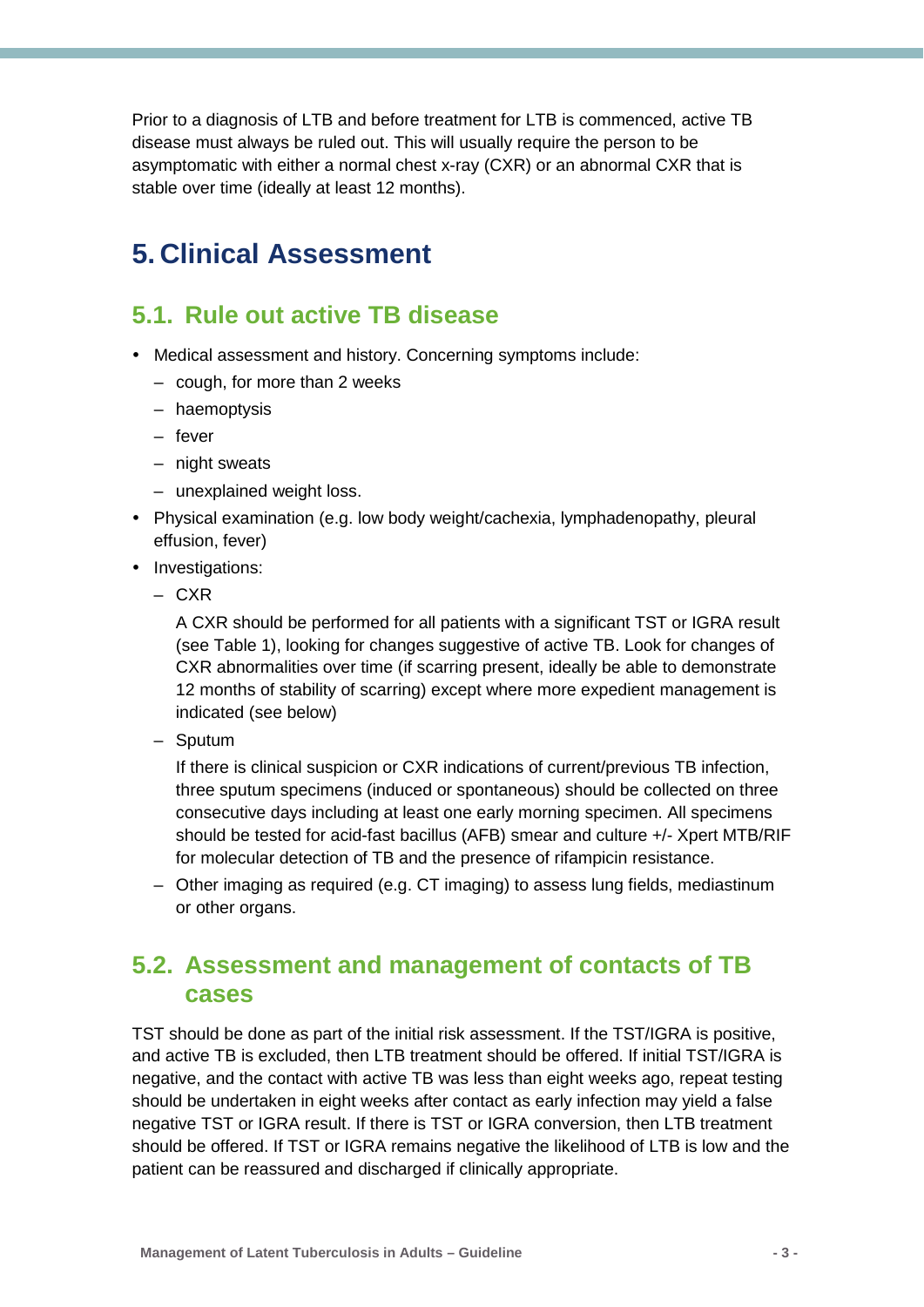Prior to a diagnosis of LTB and before treatment for LTB is commenced, active TB disease must always be ruled out. This will usually require the person to be asymptomatic with either a normal chest x-ray (CXR) or an abnormal CXR that is stable over time (ideally at least 12 months).

# 5. Clinical Assessment

## 5.1. Rule out active TB disease

- Medical assessment and history. Concerning symptoms include:
  - cough, for more than 2 weeks
  - haemoptysis
  - fever
  - night sweats
  - unexplained weight loss.
- Physical examination (e.g. low body weight/cachexia, lymphadenopathy, pleural effusion, fever)
- Investigations:
  - CXR

    A CXR should be performed for all patients with a significant TST or IGRA result (see Table 1), looking for changes suggestive of active TB. Look for changes of CXR abnormalities over time (if scarring present, ideally be able to demonstrate 12 months of stability of scarring) except where more expedient management is indicated (see below)
  - Sputum

    If there is clinical suspicion or CXR indications of current/previous TB infection, three sputum specimens (induced or spontaneous) should be collected on three consecutive days including at least one early morning specimen. All specimens should be tested for acid-fast bacillus (AFB) smear and culture +/- Xpert MTB/RIF for molecular detection of TB and the presence of rifampicin resistance.
  - Other imaging as required (e.g. CT imaging) to assess lung fields, mediastinum or other organs.

## 5.2. Assessment and management of contacts of TB cases

TST should be done as part of the initial risk assessment. If the TST/IGRA is positive, and active TB is excluded, then LTB treatment should be offered. If initial TST/IGRA is negative, and the contact with active TB was less than eight weeks ago, repeat testing should be undertaken in eight weeks after contact as early infection may yield a false negative TST or IGRA result. If there is TST or IGRA conversion, then LTB treatment should be offered. If TST or IGRA remains negative the likelihood of LTB is low and the patient can be reassured and discharged if clinically appropriate.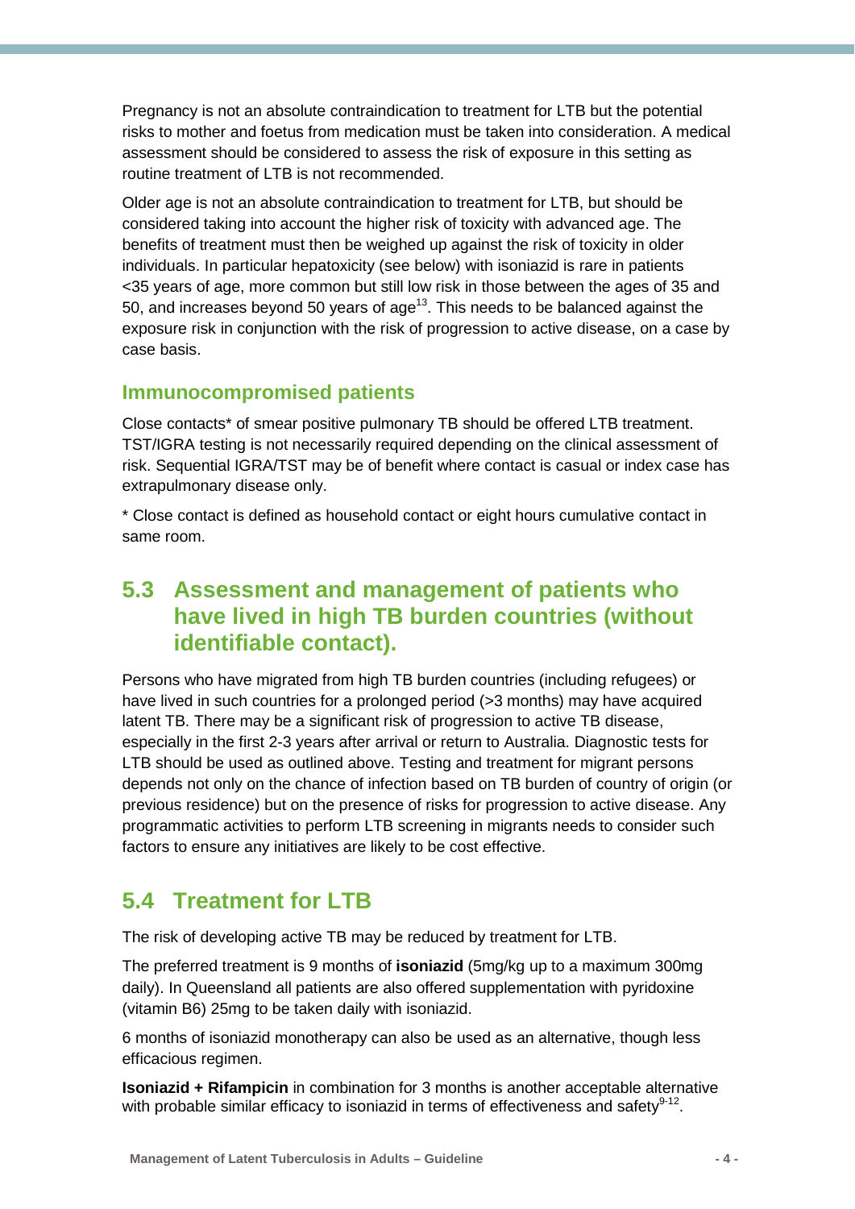Pregnancy is not an absolute contraindication to treatment for LTB but the potential risks to mother and foetus from medication must be taken into consideration. A medical assessment should be considered to assess the risk of exposure in this setting as routine treatment of LTB is not recommended.

Older age is not an absolute contraindication to treatment for LTB, but should be considered taking into account the higher risk of toxicity with advanced age. The benefits of treatment must then be weighed up against the risk of toxicity in older individuals. In particular hepatoxicity (see below) with isoniazid is rare in patients <35 years of age, more common but still low risk in those between the ages of 35 and 50, and increases beyond 50 years of age[13]. This needs to be balanced against the exposure risk in conjunction with the risk of progression to active disease, on a case by case basis.

### Immunocompromised patients

Close contacts* of smear positive pulmonary TB should be offered LTB treatment. TST/IGRA testing is not necessarily required depending on the clinical assessment of risk. Sequential IGRA/TST may be of benefit where contact is casual or index case has extrapulmonary disease only.

* Close contact is defined as household contact or eight hours cumulative contact in same room.

## 5.3 Assessment and management of patients who have lived in high TB burden countries (without identifiable contact).

Persons who have migrated from high TB burden countries (including refugees) or have lived in such countries for a prolonged period (>3 months) may have acquired latent TB. There may be a significant risk of progression to active TB disease, especially in the first 2-3 years after arrival or return to Australia. Diagnostic tests for LTB should be used as outlined above. Testing and treatment for migrant persons depends not only on the chance of infection based on TB burden of country of origin (or previous residence) but on the presence of risks for progression to active disease. Any programmatic activities to perform LTB screening in migrants needs to consider such factors to ensure any initiatives are likely to be cost effective.

## 5.4 Treatment for LTB

The risk of developing active TB may be reduced by treatment for LTB.

The preferred treatment is 9 months of **isoniazid** (5mg/kg up to a maximum 300mg daily). In Queensland all patients are also offered supplementation with pyridoxine (vitamin B6) 25mg to be taken daily with isoniazid.

6 months of isoniazid monotherapy can also be used as an alternative, though less efficacious regimen.

**Isoniazid + Rifampicin** in combination for 3 months is another acceptable alternative with probable similar efficacy to isoniazid in terms of effectiveness and safety[9-12].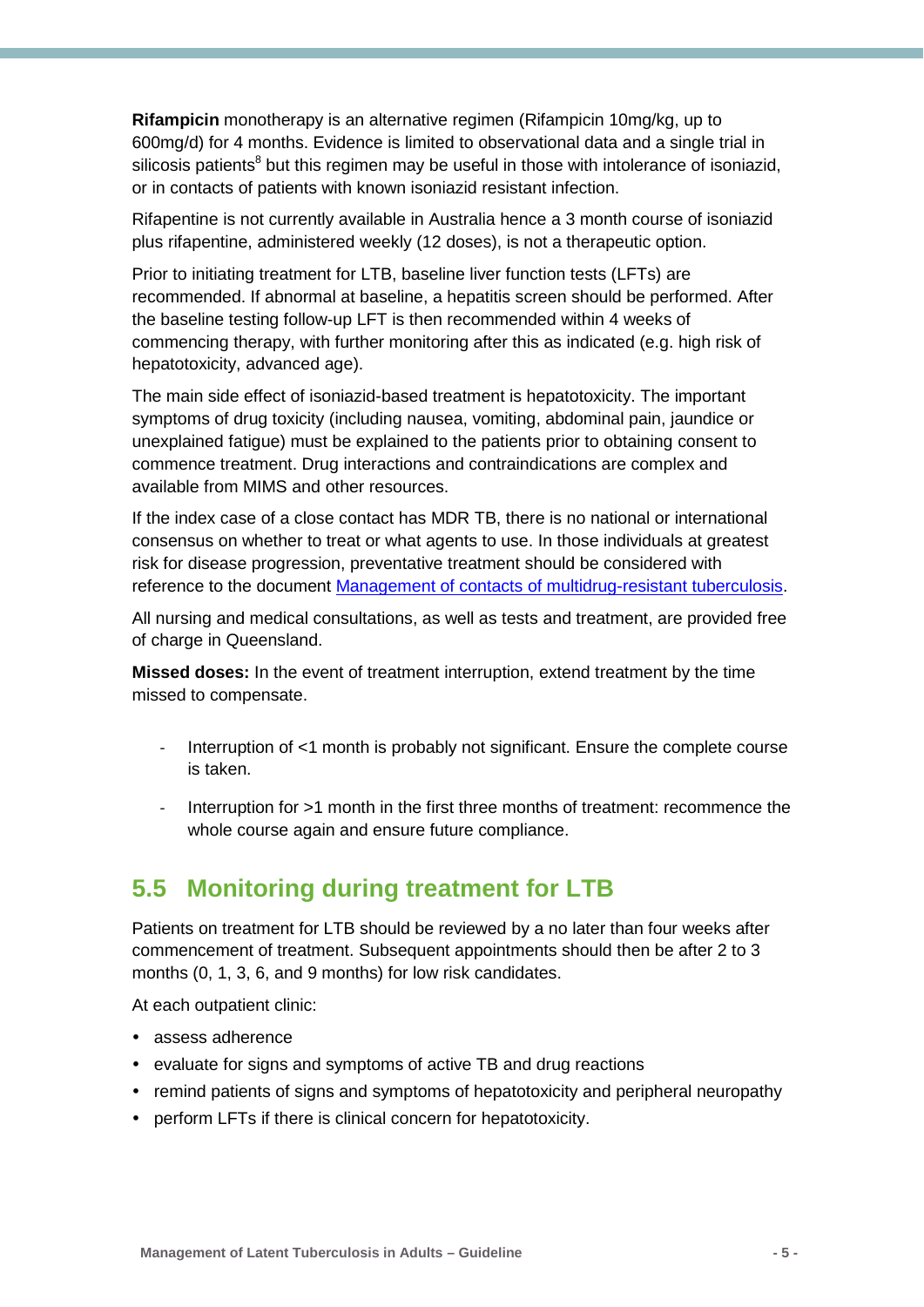**Rifampicin** monotherapy is an alternative regimen (Rifampicin 10mg/kg, up to 600mg/d) for 4 months. Evidence is limited to observational data and a single trial in silicosis patients[8] but this regimen may be useful in those with intolerance of isoniazid, or in contacts of patients with known isoniazid resistant infection.

Rifapentine is not currently available in Australia hence a 3 month course of isoniazid plus rifapentine, administered weekly (12 doses), is not a therapeutic option.

Prior to initiating treatment for LTB, baseline liver function tests (LFTs) are recommended. If abnormal at baseline, a hepatitis screen should be performed. After the baseline testing follow-up LFT is then recommended within 4 weeks of commencing therapy, with further monitoring after this as indicated (e.g. high risk of hepatotoxicity, advanced age).

The main side effect of isoniazid-based treatment is hepatotoxicity. The important symptoms of drug toxicity (including nausea, vomiting, abdominal pain, jaundice or unexplained fatigue) must be explained to the patients prior to obtaining consent to commence treatment. Drug interactions and contraindications are complex and available from MIMS and other resources.

If the index case of a close contact has MDR TB, there is no national or international consensus on whether to treat or what agents to use. In those individuals at greatest risk for disease progression, preventative treatment should be considered with reference to the document Management of contacts of multidrug-resistant tuberculosis.

All nursing and medical consultations, as well as tests and treatment, are provided free of charge in Queensland.

**Missed doses:** In the event of treatment interruption, extend treatment by the time missed to compensate.

- Interruption of <1 month is probably not significant. Ensure the complete course is taken.
- Interruption for >1 month in the first three months of treatment: recommence the whole course again and ensure future compliance.

## 5.5 Monitoring during treatment for LTB

Patients on treatment for LTB should be reviewed by a no later than four weeks after commencement of treatment. Subsequent appointments should then be after 2 to 3 months (0, 1, 3, 6, and 9 months) for low risk candidates.

At each outpatient clinic:

- assess adherence
- evaluate for signs and symptoms of active TB and drug reactions
- remind patients of signs and symptoms of hepatotoxicity and peripheral neuropathy
- perform LFTs if there is clinical concern for hepatotoxicity.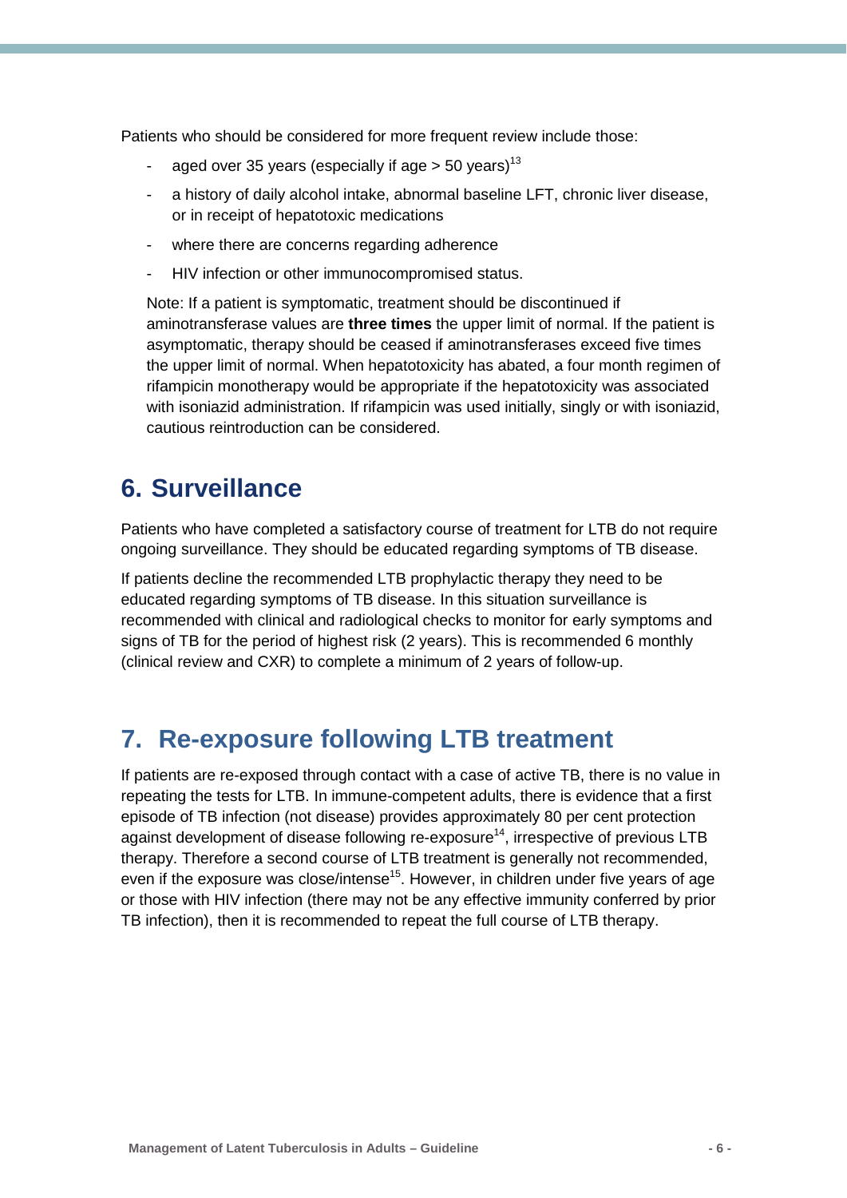Patients who should be considered for more frequent review include those:

- aged over 35 years (especially if age > 50 years)[13]
- a history of daily alcohol intake, abnormal baseline LFT, chronic liver disease, or in receipt of hepatotoxic medications
- where there are concerns regarding adherence
- HIV infection or other immunocompromised status.

Note: If a patient is symptomatic, treatment should be discontinued if aminotransferase values are **three times** the upper limit of normal. If the patient is asymptomatic, therapy should be ceased if aminotransferases exceed five times the upper limit of normal. When hepatotoxicity has abated, a four month regimen of rifampicin monotherapy would be appropriate if the hepatotoxicity was associated with isoniazid administration. If rifampicin was used initially, singly or with isoniazid, cautious reintroduction can be considered.

# 6. Surveillance

Patients who have completed a satisfactory course of treatment for LTB do not require ongoing surveillance. They should be educated regarding symptoms of TB disease.

If patients decline the recommended LTB prophylactic therapy they need to be educated regarding symptoms of TB disease. In this situation surveillance is recommended with clinical and radiological checks to monitor for early symptoms and signs of TB for the period of highest risk (2 years). This is recommended 6 monthly (clinical review and CXR) to complete a minimum of 2 years of follow-up.

# 7. Re-exposure following LTB treatment

If patients are re-exposed through contact with a case of active TB, there is no value in repeating the tests for LTB. In immune-competent adults, there is evidence that a first episode of TB infection (not disease) provides approximately 80 per cent protection against development of disease following re-exposure[14], irrespective of previous LTB therapy. Therefore a second course of LTB treatment is generally not recommended, even if the exposure was close/intense[15]. However, in children under five years of age or those with HIV infection (there may not be any effective immunity conferred by prior TB infection), then it is recommended to repeat the full course of LTB therapy.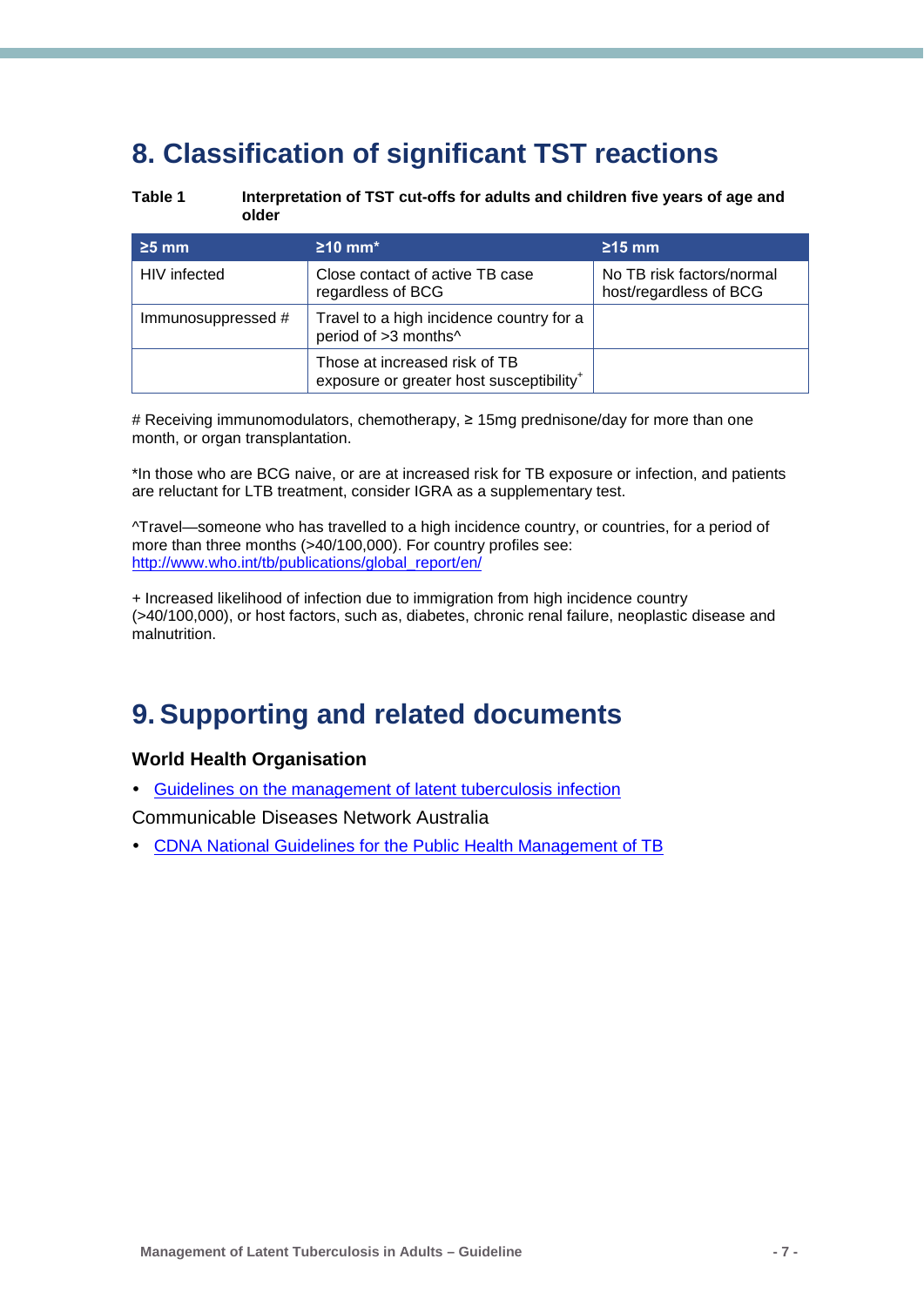# 8. Classification of significant TST reactions

**Table 1 Interpretation of TST cut-offs for adults and children five years of age and older**

| ≥5 mm | ≥10 mm* | ≥15 mm |
|---|---|---|
| HIV infected | Close contact of active TB case regardless of BCG | No TB risk factors/normal host/regardless of BCG |
| Immunosuppressed # | Travel to a high incidence country for a period of >3 months^ | |
| | Those at increased risk of TB exposure or greater host susceptibility+ | |

# Receiving immunomodulators, chemotherapy, ≥ 15mg prednisone/day for more than one month, or organ transplantation.

*In those who are BCG naive, or are at increased risk for TB exposure or infection, and patients are reluctant for LTB treatment, consider IGRA as a supplementary test.

^Travel—someone who has travelled to a high incidence country, or countries, for a period of more than three months (>40/100,000). For country profiles see: http://www.who.int/tb/publications/global_report/en/

+ Increased likelihood of infection due to immigration from high incidence country (>40/100,000), or host factors, such as, diabetes, chronic renal failure, neoplastic disease and malnutrition.

# 9. Supporting and related documents

### World Health Organisation

- Guidelines on the management of latent tuberculosis infection

Communicable Diseases Network Australia

- CDNA National Guidelines for the Public Health Management of TB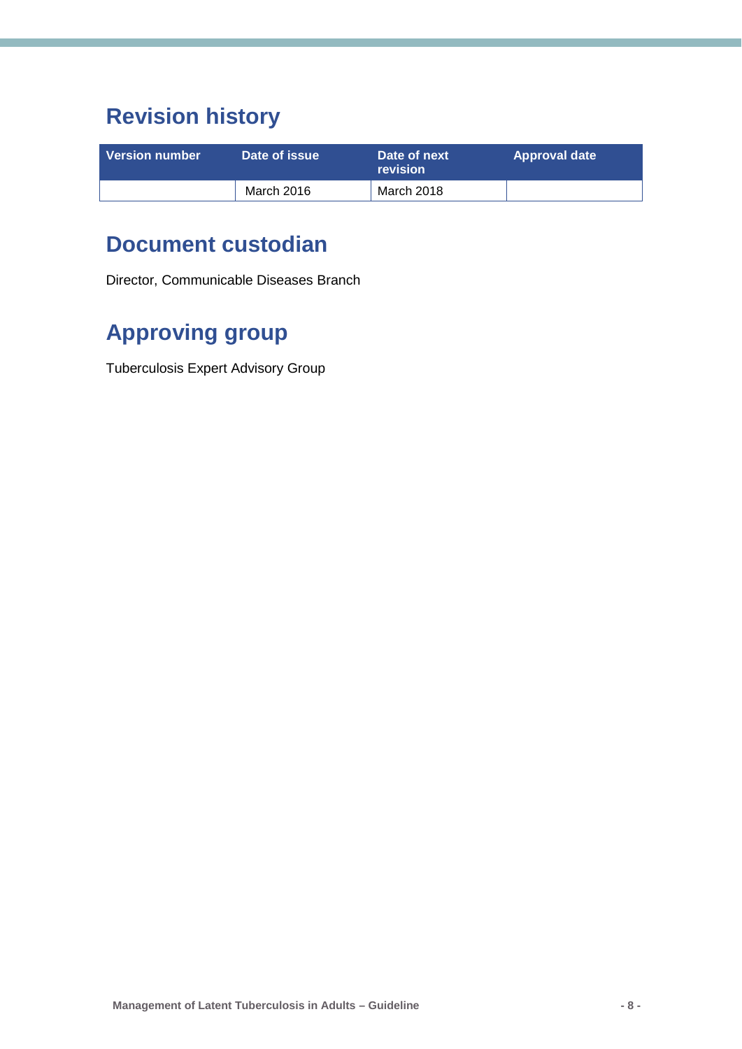# Revision history

| Version number | Date of issue | Date of next revision | Approval date |
|---|---|---|---|
| | March 2016 | March 2018 | |

# Document custodian

Director, Communicable Diseases Branch

# Approving group

Tuberculosis Expert Advisory Group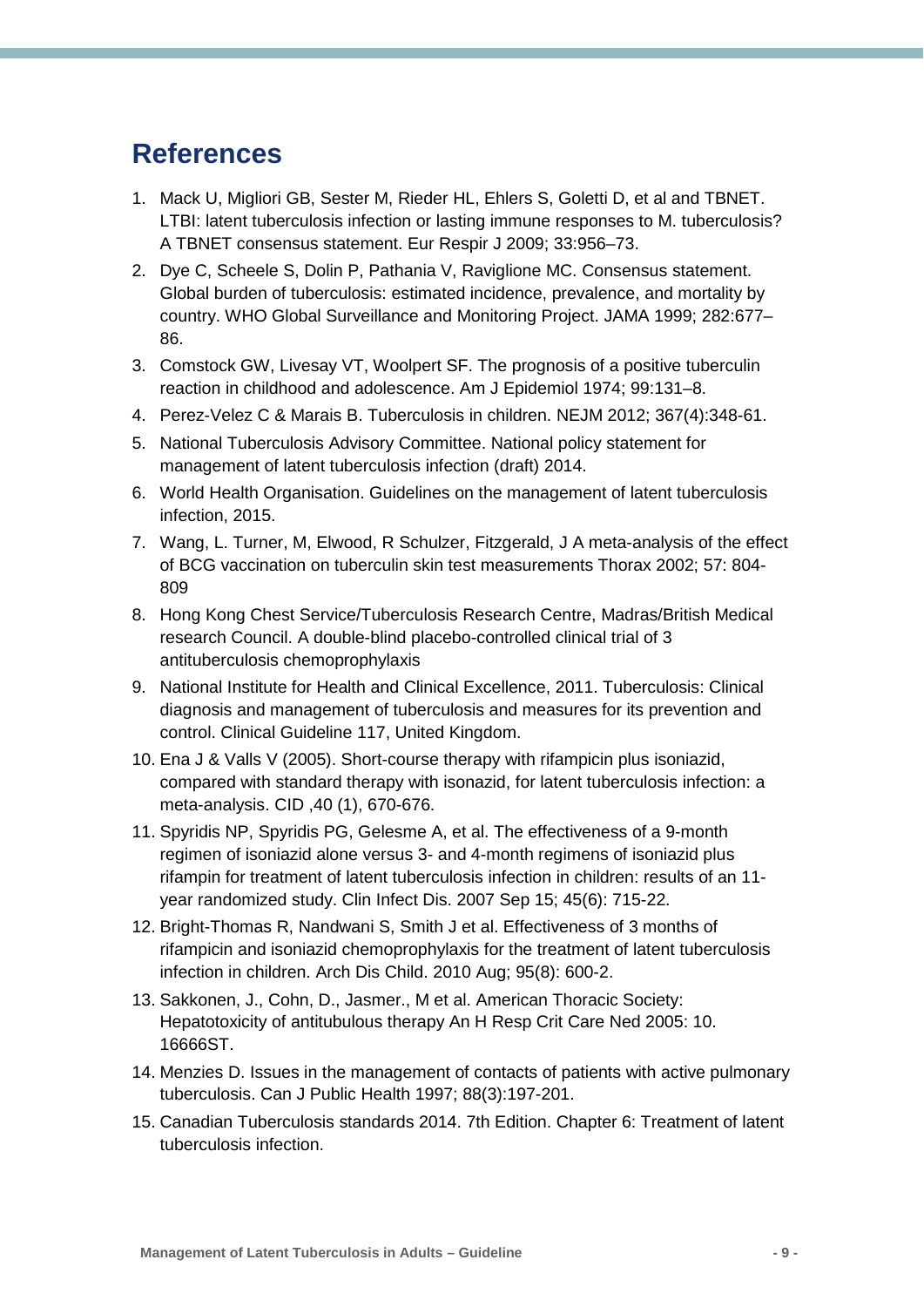# References

1. Mack U, Migliori GB, Sester M, Rieder HL, Ehlers S, Goletti D, et al and TBNET. LTBI: latent tuberculosis infection or lasting immune responses to M. tuberculosis? A TBNET consensus statement. Eur Respir J 2009; 33:956–73.
2. Dye C, Scheele S, Dolin P, Pathania V, Raviglione MC. Consensus statement. Global burden of tuberculosis: estimated incidence, prevalence, and mortality by country. WHO Global Surveillance and Monitoring Project. JAMA 1999; 282:677–86.
3. Comstock GW, Livesay VT, Woolpert SF. The prognosis of a positive tuberculin reaction in childhood and adolescence. Am J Epidemiol 1974; 99:131–8.
4. Perez-Velez C & Marais B. Tuberculosis in children. NEJM 2012; 367(4):348-61.
5. National Tuberculosis Advisory Committee. National policy statement for management of latent tuberculosis infection (draft) 2014.
6. World Health Organisation. Guidelines on the management of latent tuberculosis infection, 2015.
7. Wang, L. Turner, M, Elwood, R Schulzer, Fitzgerald, J A meta-analysis of the effect of BCG vaccination on tuberculin skin test measurements Thorax 2002; 57: 804-809
8. Hong Kong Chest Service/Tuberculosis Research Centre, Madras/British Medical research Council. A double-blind placebo-controlled clinical trial of 3 antituberculosis chemoprophylaxis
9. National Institute for Health and Clinical Excellence, 2011. Tuberculosis: Clinical diagnosis and management of tuberculosis and measures for its prevention and control. Clinical Guideline 117, United Kingdom.
10. Ena J & Valls V (2005). Short-course therapy with rifampicin plus isoniazid, compared with standard therapy with isonazid, for latent tuberculosis infection: a meta-analysis. CID ,40 (1), 670-676.
11. Spyridis NP, Spyridis PG, Gelesme A, et al. The effectiveness of a 9-month regimen of isoniazid alone versus 3- and 4-month regimens of isoniazid plus rifampin for treatment of latent tuberculosis infection in children: results of an 11-year randomized study. Clin Infect Dis. 2007 Sep 15; 45(6): 715-22.
12. Bright-Thomas R, Nandwani S, Smith J et al. Effectiveness of 3 months of rifampicin and isoniazid chemoprophylaxis for the treatment of latent tuberculosis infection in children. Arch Dis Child. 2010 Aug; 95(8): 600-2.
13. Sakkonen, J., Cohn, D., Jasmer., M et al. American Thoracic Society: Hepatotoxicity of antitubulous therapy An H Resp Crit Care Ned 2005: 10. 16666ST.
14. Menzies D. Issues in the management of contacts of patients with active pulmonary tuberculosis. Can J Public Health 1997; 88(3):197-201.
15. Canadian Tuberculosis standards 2014. 7th Edition. Chapter 6: Treatment of latent tuberculosis infection.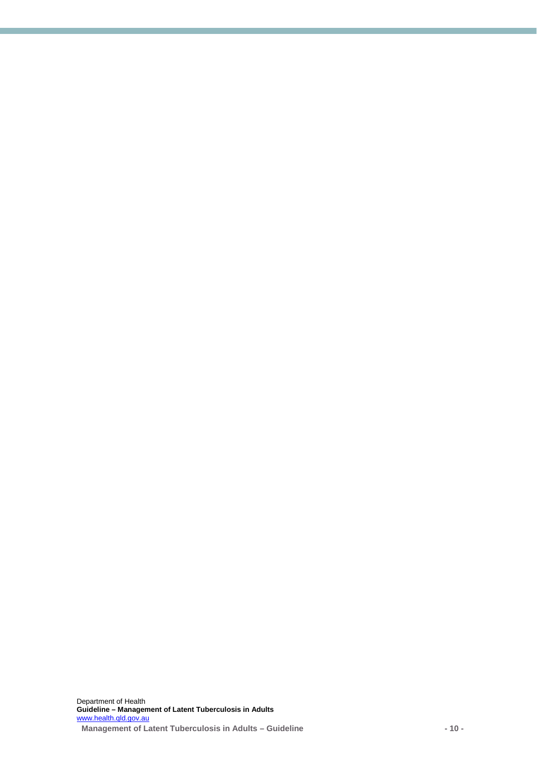Department of Health
**Guideline – Management of Latent Tuberculosis in Adults**
www.health.qld.gov.au